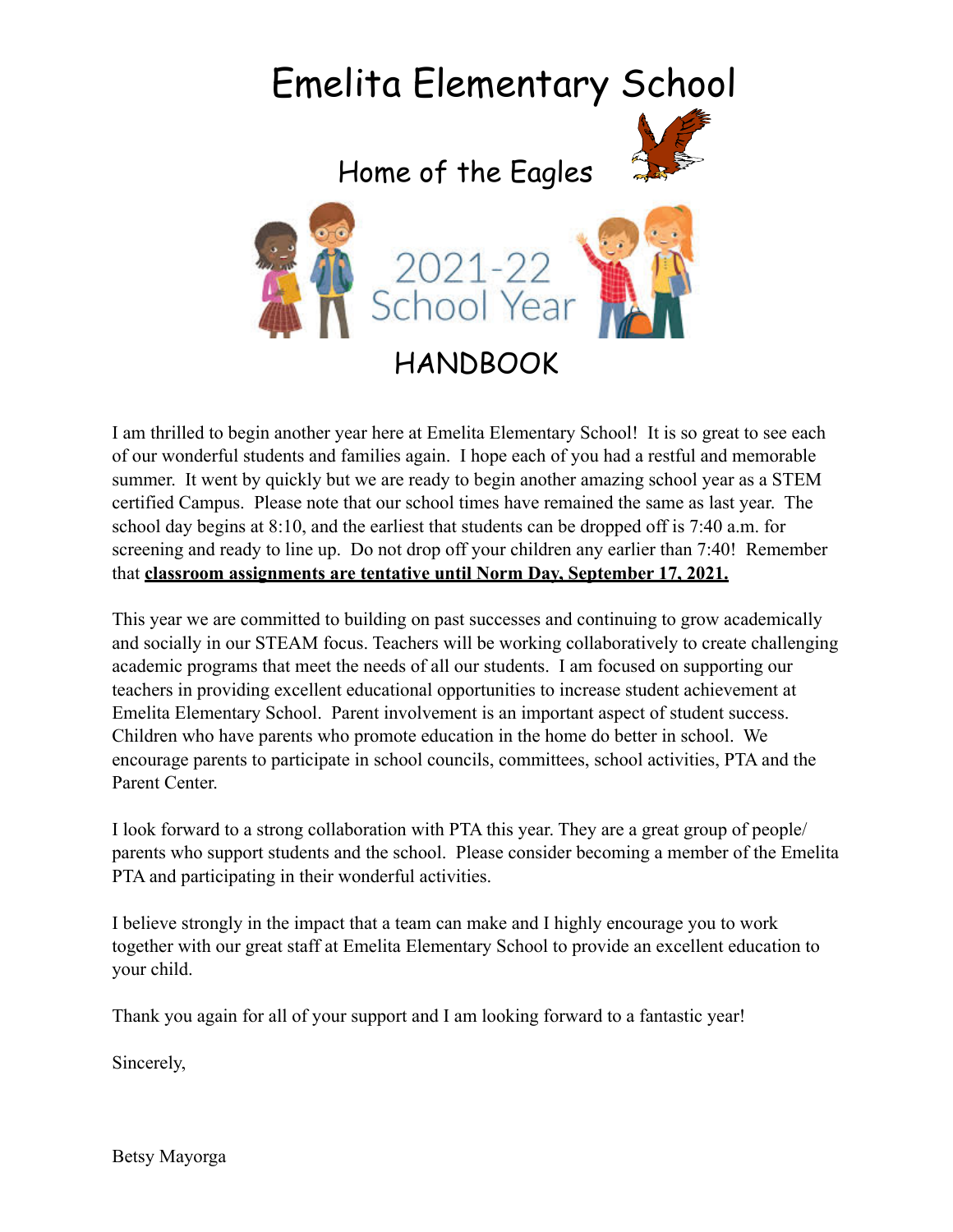# Emelita Elementary School

## Home of the Eagles

2021-22 School Year

## HANDBOOK

I am thrilled to begin another year here at Emelita Elementary School! It is so great to see each of our wonderful students and families again. I hope each of you had a restful and memorable summer. It went by quickly but we are ready to begin another amazing school year as a STEM certified Campus. Please note that our school times have remained the same as last year. The school day begins at 8:10, and the earliest that students can be dropped off is 7:40 a.m. for screening and ready to line up. Do not drop off your children any earlier than 7:40! Remember that **classroom assignments are tentative until Norm Day, September 17, 2021.**

This year we are committed to building on past successes and continuing to grow academically and socially in our STEAM focus. Teachers will be working collaboratively to create challenging academic programs that meet the needs of all our students. I am focused on supporting our teachers in providing excellent educational opportunities to increase student achievement at Emelita Elementary School. Parent involvement is an important aspect of student success. Children who have parents who promote education in the home do better in school. We encourage parents to participate in school councils, committees, school activities, PTA and the Parent Center.

I look forward to a strong collaboration with PTA this year. They are a great group of people/ parents who support students and the school. Please consider becoming a member of the Emelita PTA and participating in their wonderful activities.

I believe strongly in the impact that a team can make and I highly encourage you to work together with our great staff at Emelita Elementary School to provide an excellent education to your child.

Thank you again for all of your support and I am looking forward to a fantastic year!

Sincerely,

Betsy Mayorga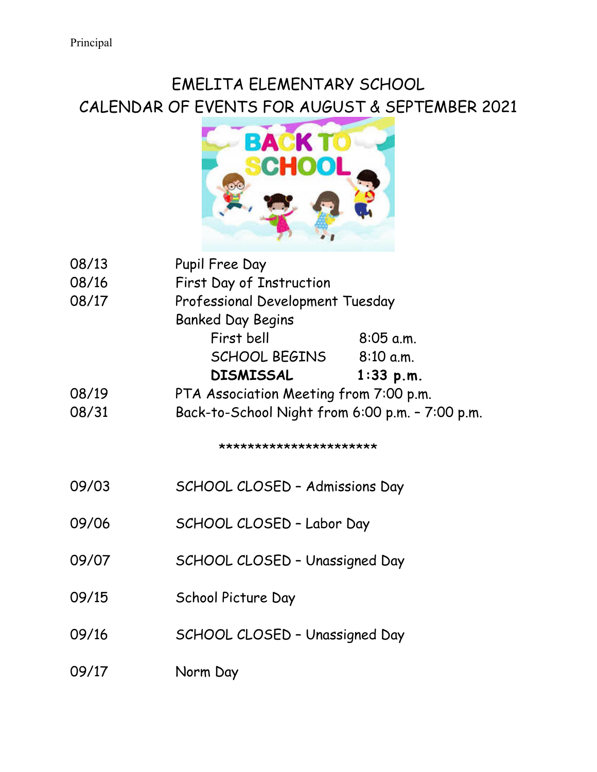Principal

# EMELITA ELEMENTARY SCHOOL
## CALENDAR OF EVENTS FOR AUGUST & SEPTEMBER 2021

08/13 Pupil Free Day

08/16 First Day of Instruction

08/17 Professional Development Tuesday

Banked Day Begins

| | |
|---|---|
| First bell | 8:05 a.m. |
| SCHOOL BEGINS | 8:10 a.m. |
| **DISMISSAL** | **1:33 p.m.** |

08/19 PTA Association Meeting from 7:00 p.m.

08/31 Back-to-School Night from 6:00 p.m. – 7:00 p.m.

**********************

09/03 SCHOOL CLOSED – Admissions Day

09/06 SCHOOL CLOSED – Labor Day

09/07 SCHOOL CLOSED – Unassigned Day

09/15 School Picture Day

09/16 SCHOOL CLOSED – Unassigned Day

09/17 Norm Day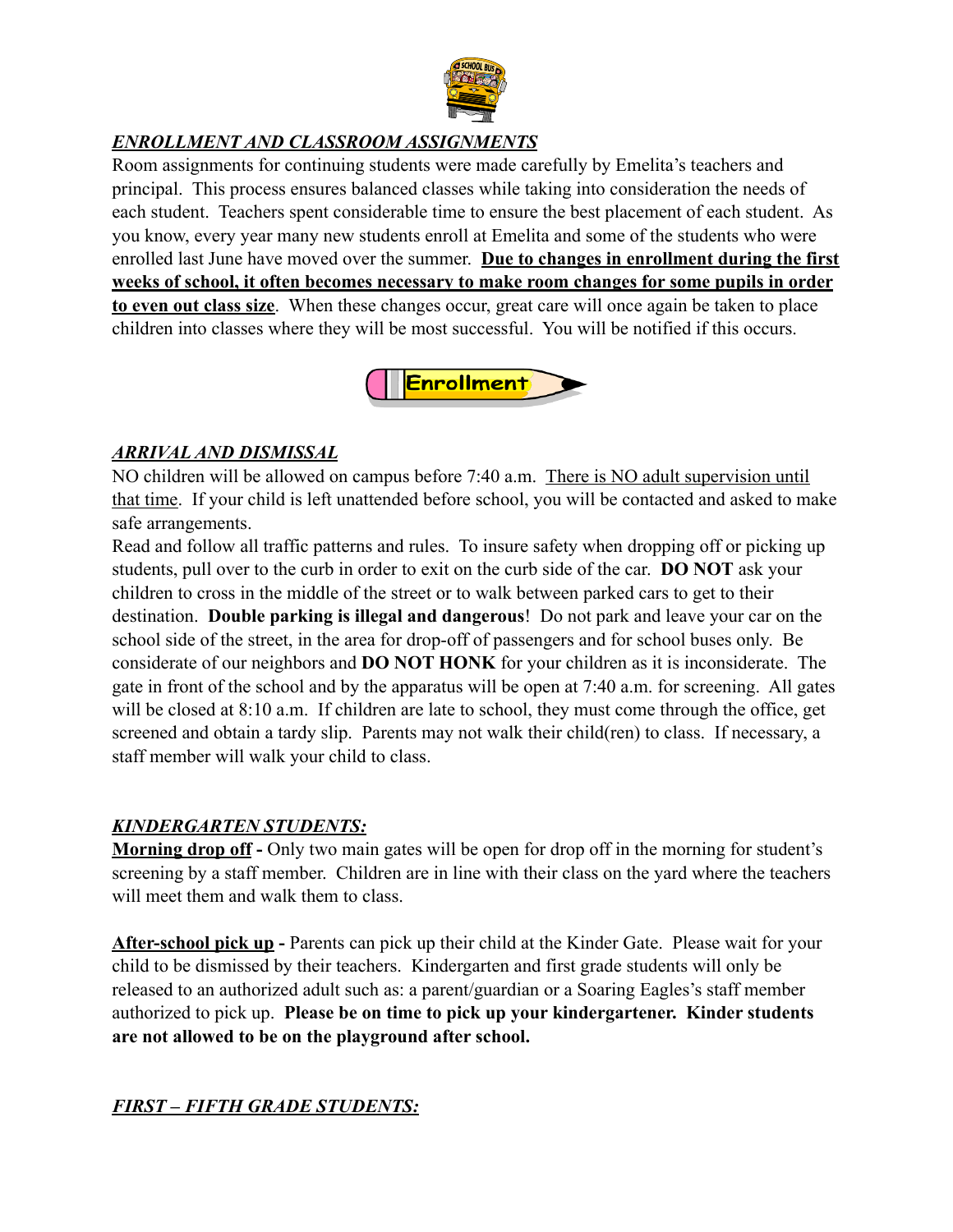## ***ENROLLMENT AND CLASSROOM ASSIGNMENTS***

Room assignments for continuing students were made carefully by Emelita's teachers and principal. This process ensures balanced classes while taking into consideration the needs of each student. Teachers spent considerable time to ensure the best placement of each student. As you know, every year many new students enroll at Emelita and some of the students who were enrolled last June have moved over the summer. **Due to changes in enrollment during the first weeks of school, it often becomes necessary to make room changes for some pupils in order to even out class size**. When these changes occur, great care will once again be taken to place children into classes where they will be most successful. You will be notified if this occurs.

## ***ARRIVAL AND DISMISSAL***

NO children will be allowed on campus before 7:40 a.m. There is NO adult supervision until that time. If your child is left unattended before school, you will be contacted and asked to make safe arrangements.

Read and follow all traffic patterns and rules. To insure safety when dropping off or picking up students, pull over to the curb in order to exit on the curb side of the car. **DO NOT** ask your children to cross in the middle of the street or to walk between parked cars to get to their destination. **Double parking is illegal and dangerous**! Do not park and leave your car on the school side of the street, in the area for drop-off of passengers and for school buses only. Be considerate of our neighbors and **DO NOT HONK** for your children as it is inconsiderate. The gate in front of the school and by the apparatus will be open at 7:40 a.m. for screening. All gates will be closed at 8:10 a.m. If children are late to school, they must come through the office, get screened and obtain a tardy slip. Parents may not walk their child(ren) to class. If necessary, a staff member will walk your child to class.

## ***KINDERGARTEN STUDENTS:***

**Morning drop off -** Only two main gates will be open for drop off in the morning for student's screening by a staff member. Children are in line with their class on the yard where the teachers will meet them and walk them to class.

**After-school pick up -** Parents can pick up their child at the Kinder Gate. Please wait for your child to be dismissed by their teachers. Kindergarten and first grade students will only be released to an authorized adult such as: a parent/guardian or a Soaring Eagles's staff member authorized to pick up. **Please be on time to pick up your kindergartener. Kinder students are not allowed to be on the playground after school.**

## ***FIRST – FIFTH GRADE STUDENTS:***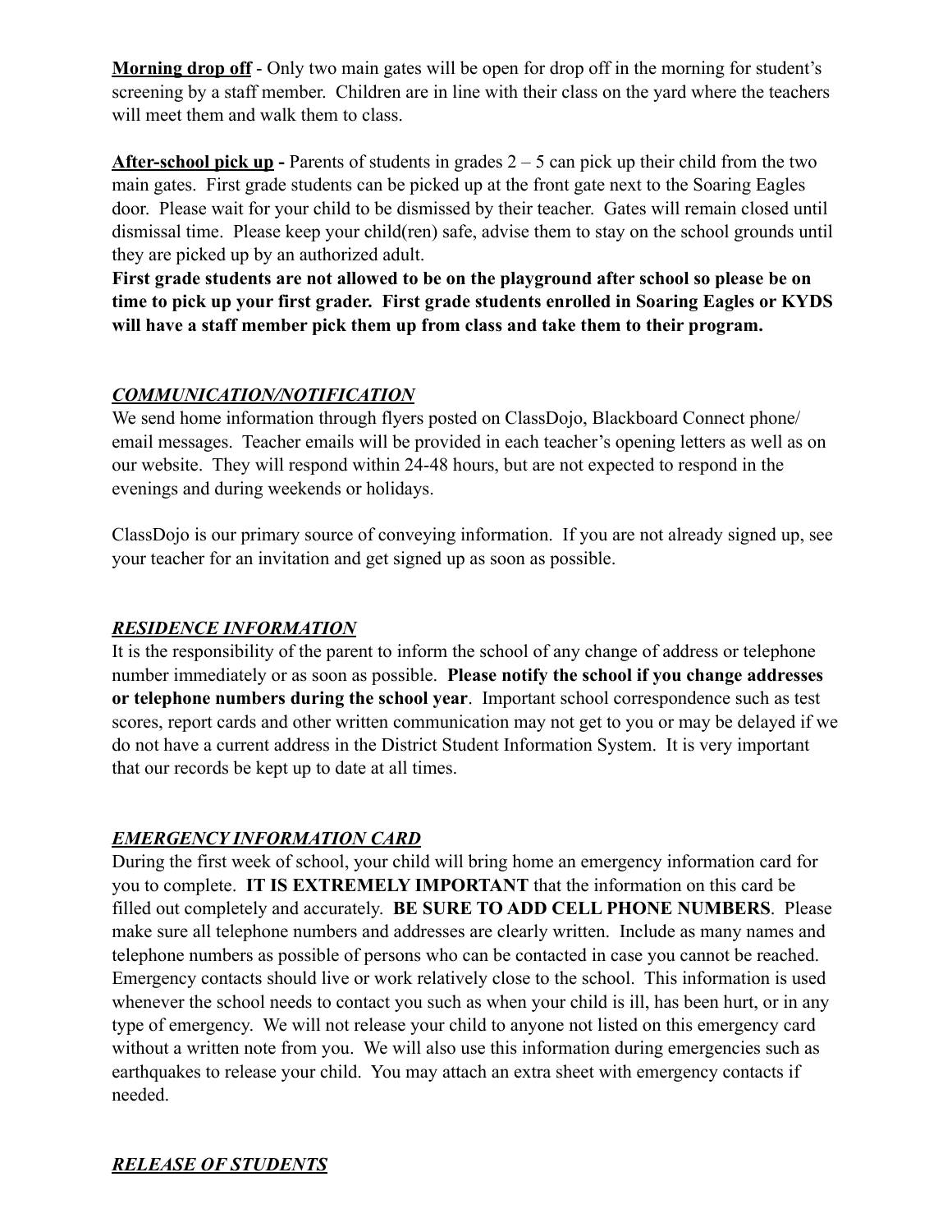**<u>Morning drop off</u>** - Only two main gates will be open for drop off in the morning for student's screening by a staff member. Children are in line with their class on the yard where the teachers will meet them and walk them to class.

**<u>After-school pick up</u> -** Parents of students in grades 2 – 5 can pick up their child from the two main gates. First grade students can be picked up at the front gate next to the Soaring Eagles door. Please wait for your child to be dismissed by their teacher. Gates will remain closed until dismissal time. Please keep your child(ren) safe, advise them to stay on the school grounds until they are picked up by an authorized adult.
**First grade students are not allowed to be on the playground after school so please be on time to pick up your first grader. First grade students enrolled in Soaring Eagles or KYDS will have a staff member pick them up from class and take them to their program.**

## ***<u>COMMUNICATION/NOTIFICATION</u>***

We send home information through flyers posted on ClassDojo, Blackboard Connect phone/ email messages. Teacher emails will be provided in each teacher's opening letters as well as on our website. They will respond within 24-48 hours, but are not expected to respond in the evenings and during weekends or holidays.

ClassDojo is our primary source of conveying information. If you are not already signed up, see your teacher for an invitation and get signed up as soon as possible.

## ***<u>RESIDENCE INFORMATION</u>***

It is the responsibility of the parent to inform the school of any change of address or telephone number immediately or as soon as possible. **Please notify the school if you change addresses or telephone numbers during the school year**. Important school correspondence such as test scores, report cards and other written communication may not get to you or may be delayed if we do not have a current address in the District Student Information System. It is very important that our records be kept up to date at all times.

## ***<u>EMERGENCY INFORMATION CARD</u>***

During the first week of school, your child will bring home an emergency information card for you to complete. **IT IS EXTREMELY IMPORTANT** that the information on this card be filled out completely and accurately. **BE SURE TO ADD CELL PHONE NUMBERS**. Please make sure all telephone numbers and addresses are clearly written. Include as many names and telephone numbers as possible of persons who can be contacted in case you cannot be reached. Emergency contacts should live or work relatively close to the school. This information is used whenever the school needs to contact you such as when your child is ill, has been hurt, or in any type of emergency. We will not release your child to anyone not listed on this emergency card without a written note from you. We will also use this information during emergencies such as earthquakes to release your child. You may attach an extra sheet with emergency contacts if needed.

## ***<u>RELEASE OF STUDENTS</u>***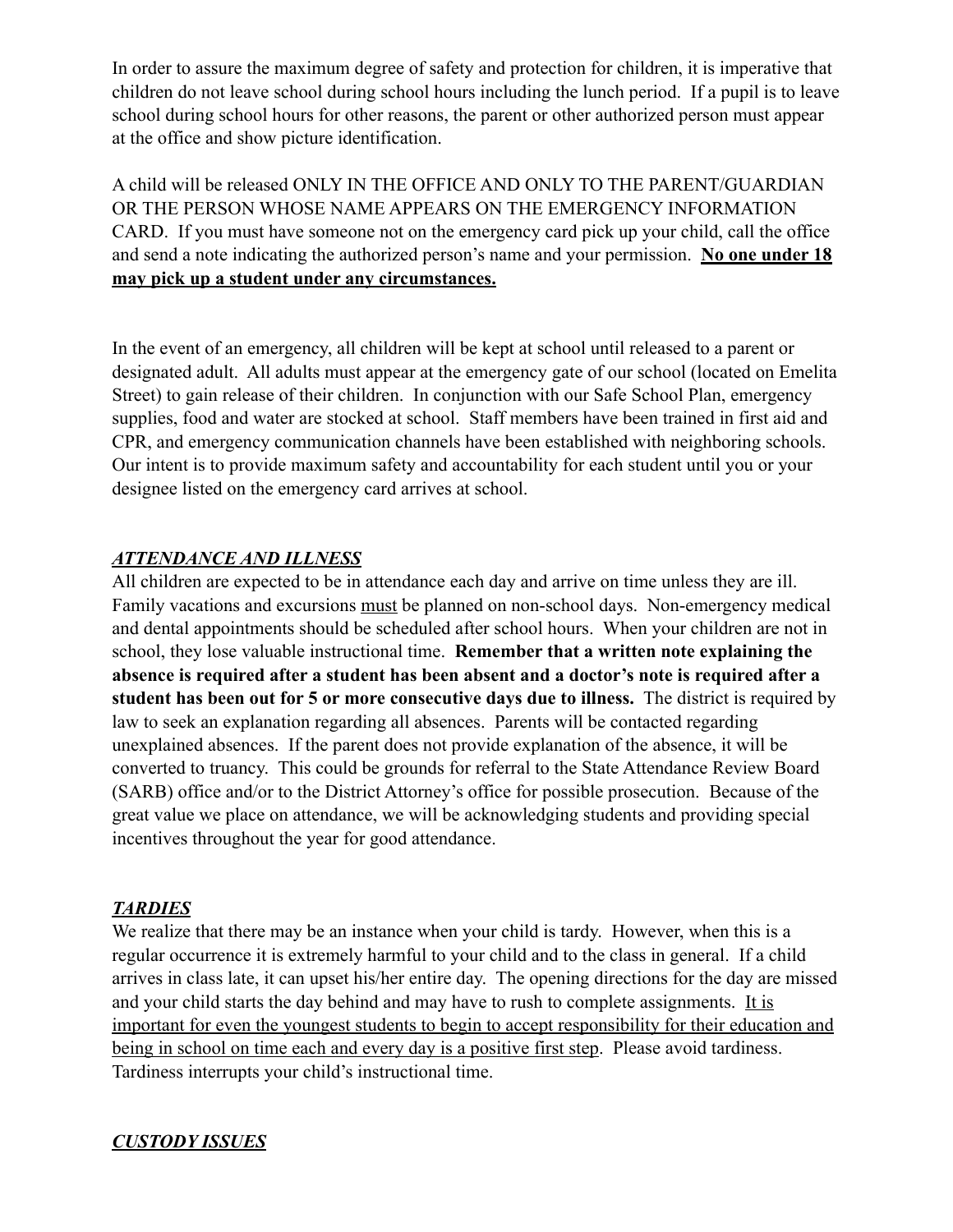In order to assure the maximum degree of safety and protection for children, it is imperative that children do not leave school during school hours including the lunch period. If a pupil is to leave school during school hours for other reasons, the parent or other authorized person must appear at the office and show picture identification.

A child will be released ONLY IN THE OFFICE AND ONLY TO THE PARENT/GUARDIAN OR THE PERSON WHOSE NAME APPEARS ON THE EMERGENCY INFORMATION CARD. If you must have someone not on the emergency card pick up your child, call the office and send a note indicating the authorized person's name and your permission. **<u>No one under 18 may pick up a student under any circumstances.</u>**

In the event of an emergency, all children will be kept at school until released to a parent or designated adult. All adults must appear at the emergency gate of our school (located on Emelita Street) to gain release of their children. In conjunction with our Safe School Plan, emergency supplies, food and water are stocked at school. Staff members have been trained in first aid and CPR, and emergency communication channels have been established with neighboring schools. Our intent is to provide maximum safety and accountability for each student until you or your designee listed on the emergency card arrives at school.

### ***<u>ATTENDANCE AND ILLNESS</u>***

All children are expected to be in attendance each day and arrive on time unless they are ill. Family vacations and excursions <u>must</u> be planned on non-school days. Non-emergency medical and dental appointments should be scheduled after school hours. When your children are not in school, they lose valuable instructional time. **Remember that a written note explaining the absence is required after a student has been absent and a doctor's note is required after a student has been out for 5 or more consecutive days due to illness.** The district is required by law to seek an explanation regarding all absences. Parents will be contacted regarding unexplained absences. If the parent does not provide explanation of the absence, it will be converted to truancy. This could be grounds for referral to the State Attendance Review Board (SARB) office and/or to the District Attorney's office for possible prosecution. Because of the great value we place on attendance, we will be acknowledging students and providing special incentives throughout the year for good attendance.

### ***<u>TARDIES</u>***

We realize that there may be an instance when your child is tardy. However, when this is a regular occurrence it is extremely harmful to your child and to the class in general. If a child arrives in class late, it can upset his/her entire day. The opening directions for the day are missed and your child starts the day behind and may have to rush to complete assignments. <u>It is important for even the youngest students to begin to accept responsibility for their education and being in school on time each and every day is a positive first step</u>. Please avoid tardiness. Tardiness interrupts your child's instructional time.

### ***<u>CUSTODY ISSUES</u>***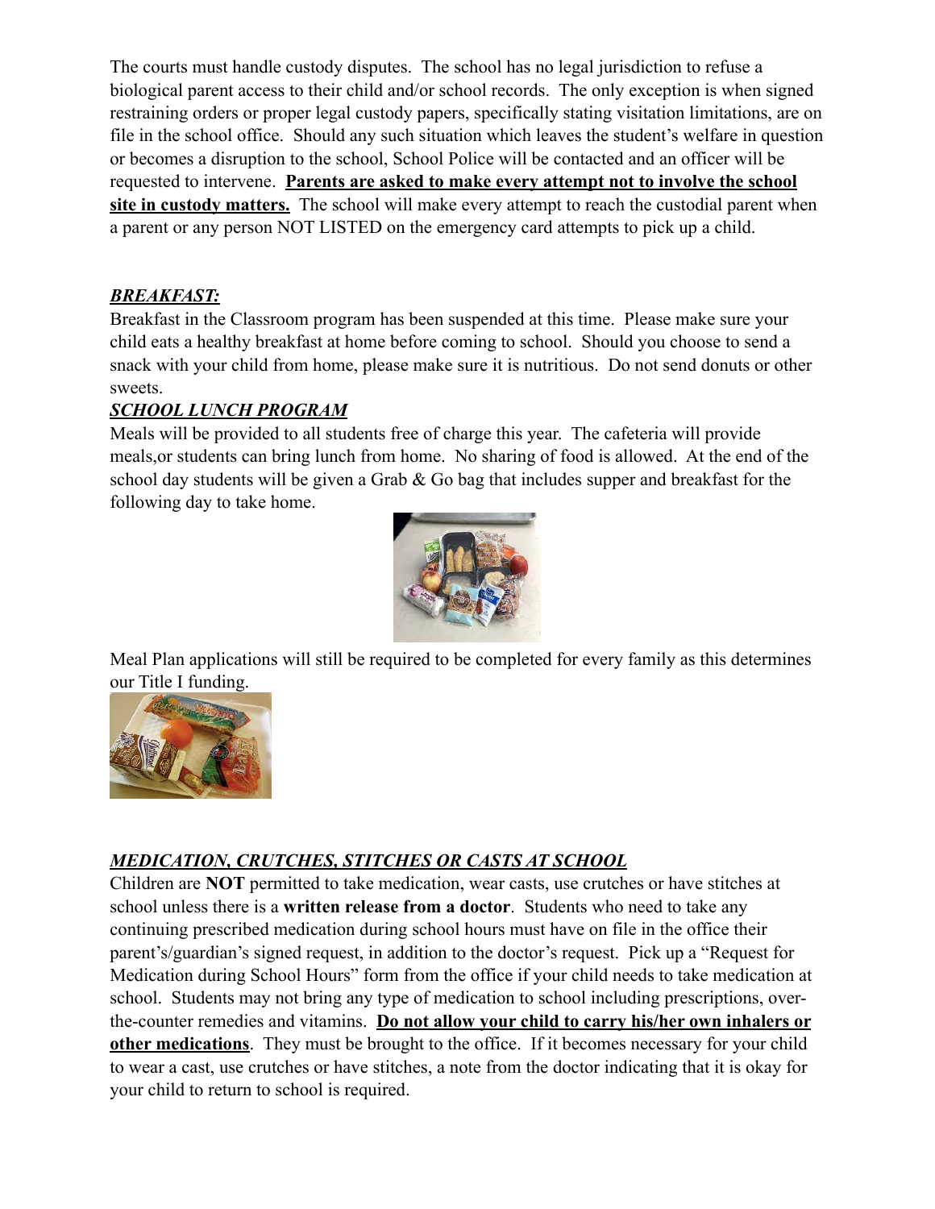The courts must handle custody disputes. The school has no legal jurisdiction to refuse a biological parent access to their child and/or school records. The only exception is when signed restraining orders or proper legal custody papers, specifically stating visitation limitations, are on file in the school office. Should any such situation which leaves the student's welfare in question or becomes a disruption to the school, School Police will be contacted and an officer will be requested to intervene. **Parents are asked to make every attempt not to involve the school site in custody matters.** The school will make every attempt to reach the custodial parent when a parent or any person NOT LISTED on the emergency card attempts to pick up a child.

***BREAKFAST:***

Breakfast in the Classroom program has been suspended at this time. Please make sure your child eats a healthy breakfast at home before coming to school. Should you choose to send a snack with your child from home, please make sure it is nutritious. Do not send donuts or other sweets.

***SCHOOL LUNCH PROGRAM***

Meals will be provided to all students free of charge this year. The cafeteria will provide meals,or students can bring lunch from home. No sharing of food is allowed. At the end of the school day students will be given a Grab & Go bag that includes supper and breakfast for the following day to take home.

Meal Plan applications will still be required to be completed for every family as this determines our Title I funding.

***MEDICATION, CRUTCHES, STITCHES OR CASTS AT SCHOOL***

Children are **NOT** permitted to take medication, wear casts, use crutches or have stitches at school unless there is a **written release from a doctor**. Students who need to take any continuing prescribed medication during school hours must have on file in the office their parent's/guardian's signed request, in addition to the doctor's request. Pick up a "Request for Medication during School Hours" form from the office if your child needs to take medication at school. Students may not bring any type of medication to school including prescriptions, over-the-counter remedies and vitamins. **Do not allow your child to carry his/her own inhalers or other medications**. They must be brought to the office. If it becomes necessary for your child to wear a cast, use crutches or have stitches, a note from the doctor indicating that it is okay for your child to return to school is required.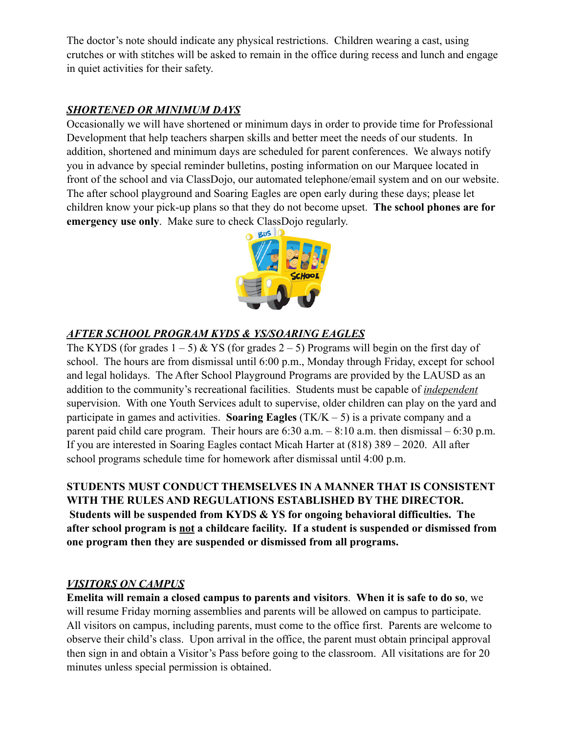The doctor's note should indicate any physical restrictions. Children wearing a cast, using crutches or with stitches will be asked to remain in the office during recess and lunch and engage in quiet activities for their safety.

## ***SHORTENED OR MINIMUM DAYS***

Occasionally we will have shortened or minimum days in order to provide time for Professional Development that help teachers sharpen skills and better meet the needs of our students. In addition, shortened and minimum days are scheduled for parent conferences. We always notify you in advance by special reminder bulletins, posting information on our Marquee located in front of the school and via ClassDojo, our automated telephone/email system and on our website. The after school playground and Soaring Eagles are open early during these days; please let children know your pick-up plans so that they do not become upset. **The school phones are for emergency use only**. Make sure to check ClassDojo regularly.

## ***AFTER SCHOOL PROGRAM KYDS & YS/SOARING EAGLES***

The KYDS (for grades 1 – 5) & YS (for grades 2 – 5) Programs will begin on the first day of school. The hours are from dismissal until 6:00 p.m., Monday through Friday, except for school and legal holidays. The After School Playground Programs are provided by the LAUSD as an addition to the community's recreational facilities. Students must be capable of ***independent*** supervision. With one Youth Services adult to supervise, older children can play on the yard and participate in games and activities. **Soaring Eagles** (TK/K – 5) is a private company and a parent paid child care program. Their hours are 6:30 a.m. – 8:10 a.m. then dismissal – 6:30 p.m. If you are interested in Soaring Eagles contact Micah Harter at (818) 389 – 2020. All after school programs schedule time for homework after dismissal until 4:00 p.m.

**STUDENTS MUST CONDUCT THEMSELVES IN A MANNER THAT IS CONSISTENT WITH THE RULES AND REGULATIONS ESTABLISHED BY THE DIRECTOR. Students will be suspended from KYDS & YS for ongoing behavioral difficulties. The after school program is not a childcare facility. If a student is suspended or dismissed from one program then they are suspended or dismissed from all programs.**

## ***VISITORS ON CAMPUS***

**Emelita will remain a closed campus to parents and visitors**. **When it is safe to do so**, we will resume Friday morning assemblies and parents will be allowed on campus to participate. All visitors on campus, including parents, must come to the office first. Parents are welcome to observe their child's class. Upon arrival in the office, the parent must obtain principal approval then sign in and obtain a Visitor's Pass before going to the classroom. All visitations are for 20 minutes unless special permission is obtained.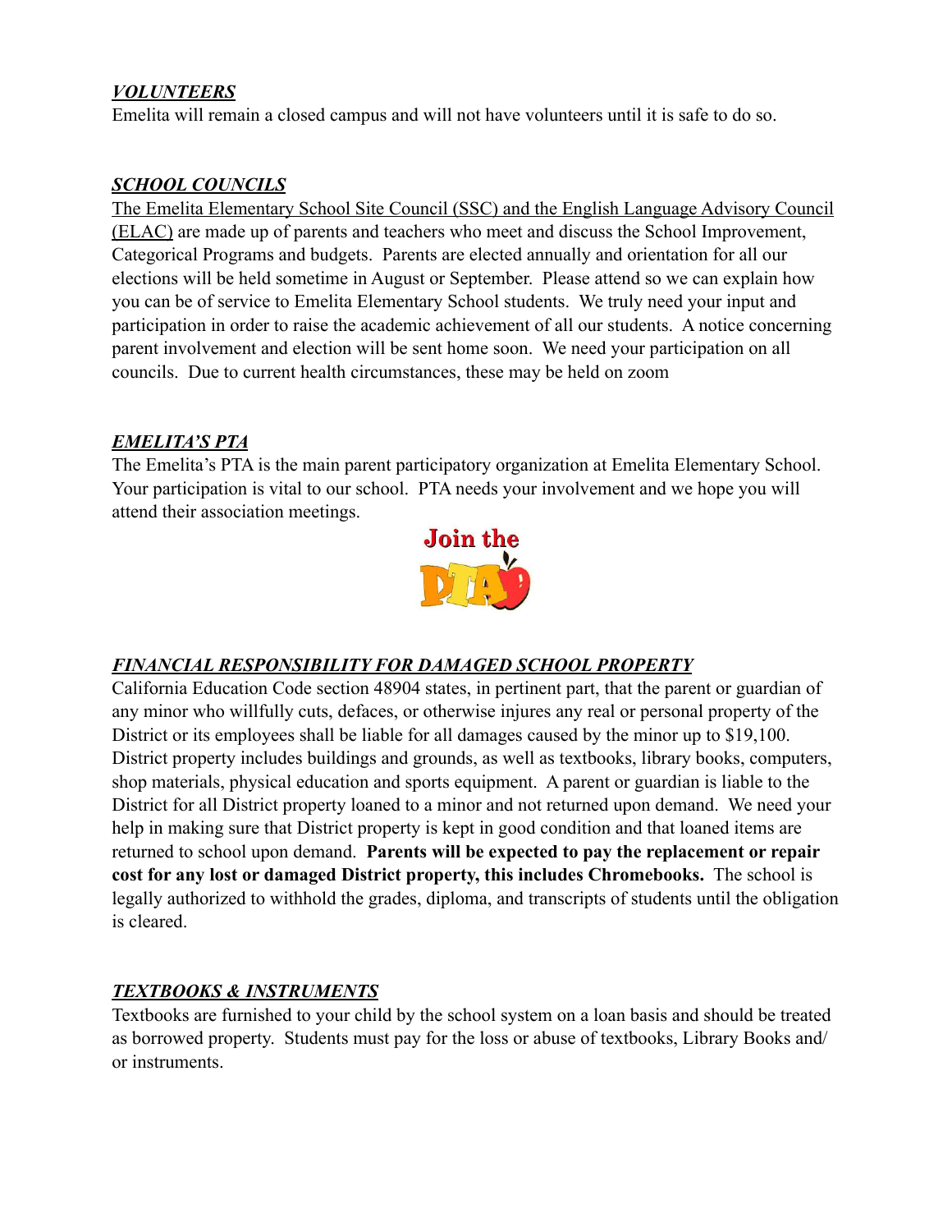### ***VOLUNTEERS***

Emelita will remain a closed campus and will not have volunteers until it is safe to do so.

### ***SCHOOL COUNCILS***

The Emelita Elementary School Site Council (SSC) and the English Language Advisory Council (ELAC) are made up of parents and teachers who meet and discuss the School Improvement, Categorical Programs and budgets. Parents are elected annually and orientation for all our elections will be held sometime in August or September. Please attend so we can explain how you can be of service to Emelita Elementary School students. We truly need your input and participation in order to raise the academic achievement of all our students. A notice concerning parent involvement and election will be sent home soon. We need your participation on all councils. Due to current health circumstances, these may be held on zoom

### ***EMELITA'S PTA***

The Emelita's PTA is the main parent participatory organization at Emelita Elementary School. Your participation is vital to our school. PTA needs your involvement and we hope you will attend their association meetings.

Join the PTA

### ***FINANCIAL RESPONSIBILITY FOR DAMAGED SCHOOL PROPERTY***

California Education Code section 48904 states, in pertinent part, that the parent or guardian of any minor who willfully cuts, defaces, or otherwise injures any real or personal property of the District or its employees shall be liable for all damages caused by the minor up to $19,100. District property includes buildings and grounds, as well as textbooks, library books, computers, shop materials, physical education and sports equipment. A parent or guardian is liable to the District for all District property loaned to a minor and not returned upon demand. We need your help in making sure that District property is kept in good condition and that loaned items are returned to school upon demand. **Parents will be expected to pay the replacement or repair cost for any lost or damaged District property, this includes Chromebooks.** The school is legally authorized to withhold the grades, diploma, and transcripts of students until the obligation is cleared.

### ***TEXTBOOKS & INSTRUMENTS***

Textbooks are furnished to your child by the school system on a loan basis and should be treated as borrowed property. Students must pay for the loss or abuse of textbooks, Library Books and/ or instruments.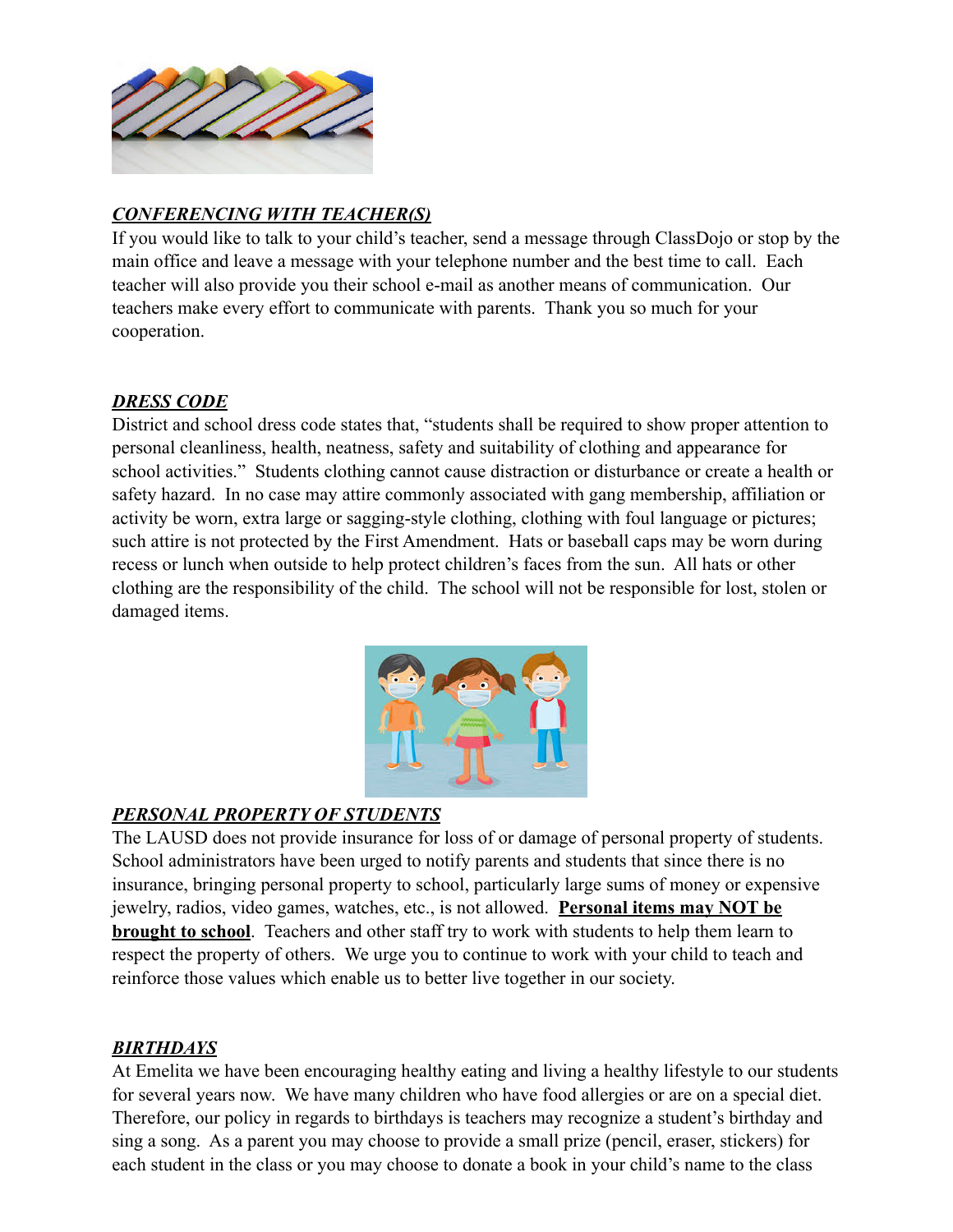## ***CONFERENCING WITH TEACHER(S)***

If you would like to talk to your child's teacher, send a message through ClassDojo or stop by the main office and leave a message with your telephone number and the best time to call. Each teacher will also provide you their school e-mail as another means of communication. Our teachers make every effort to communicate with parents. Thank you so much for your cooperation.

## ***DRESS CODE***

District and school dress code states that, "students shall be required to show proper attention to personal cleanliness, health, neatness, safety and suitability of clothing and appearance for school activities." Students clothing cannot cause distraction or disturbance or create a health or safety hazard. In no case may attire commonly associated with gang membership, affiliation or activity be worn, extra large or sagging-style clothing, clothing with foul language or pictures; such attire is not protected by the First Amendment. Hats or baseball caps may be worn during recess or lunch when outside to help protect children's faces from the sun. All hats or other clothing are the responsibility of the child. The school will not be responsible for lost, stolen or damaged items.

## ***PERSONAL PROPERTY OF STUDENTS***

The LAUSD does not provide insurance for loss of or damage of personal property of students. School administrators have been urged to notify parents and students that since there is no insurance, bringing personal property to school, particularly large sums of money or expensive jewelry, radios, video games, watches, etc., is not allowed. **Personal items may NOT be brought to school**. Teachers and other staff try to work with students to help them learn to respect the property of others. We urge you to continue to work with your child to teach and reinforce those values which enable us to better live together in our society.

## ***BIRTHDAYS***

At Emelita we have been encouraging healthy eating and living a healthy lifestyle to our students for several years now. We have many children who have food allergies or are on a special diet. Therefore, our policy in regards to birthdays is teachers may recognize a student's birthday and sing a song. As a parent you may choose to provide a small prize (pencil, eraser, stickers) for each student in the class or you may choose to donate a book in your child's name to the class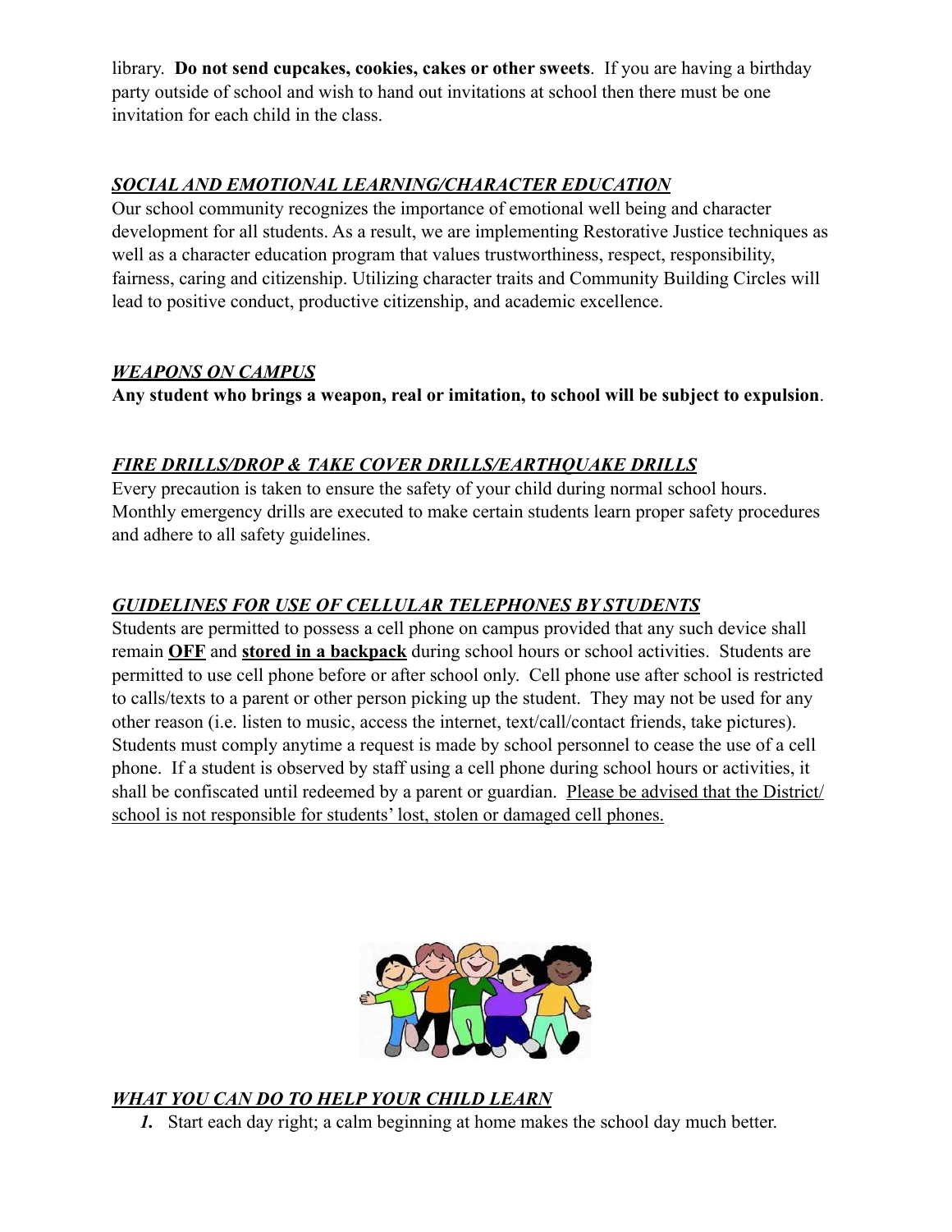library. **Do not send cupcakes, cookies, cakes or other sweets**. If you are having a birthday party outside of school and wish to hand out invitations at school then there must be one invitation for each child in the class.

### ***SOCIAL AND EMOTIONAL LEARNING/CHARACTER EDUCATION***

Our school community recognizes the importance of emotional well being and character development for all students. As a result, we are implementing Restorative Justice techniques as well as a character education program that values trustworthiness, respect, responsibility, fairness, caring and citizenship. Utilizing character traits and Community Building Circles will lead to positive conduct, productive citizenship, and academic excellence.

### ***WEAPONS ON CAMPUS***

**Any student who brings a weapon, real or imitation, to school will be subject to expulsion**.

### ***FIRE DRILLS/DROP & TAKE COVER DRILLS/EARTHQUAKE DRILLS***

Every precaution is taken to ensure the safety of your child during normal school hours. Monthly emergency drills are executed to make certain students learn proper safety procedures and adhere to all safety guidelines.

### ***GUIDELINES FOR USE OF CELLULAR TELEPHONES BY STUDENTS***

Students are permitted to possess a cell phone on campus provided that any such device shall remain **OFF** and **stored in a backpack** during school hours or school activities. Students are permitted to use cell phone before or after school only. Cell phone use after school is restricted to calls/texts to a parent or other person picking up the student. They may not be used for any other reason (i.e. listen to music, access the internet, text/call/contact friends, take pictures). Students must comply anytime a request is made by school personnel to cease the use of a cell phone. If a student is observed by staff using a cell phone during school hours or activities, it shall be confiscated until redeemed by a parent or guardian. Please be advised that the District/ school is not responsible for students' lost, stolen or damaged cell phones.

### ***WHAT YOU CAN DO TO HELP YOUR CHILD LEARN***

1. Start each day right; a calm beginning at home makes the school day much better.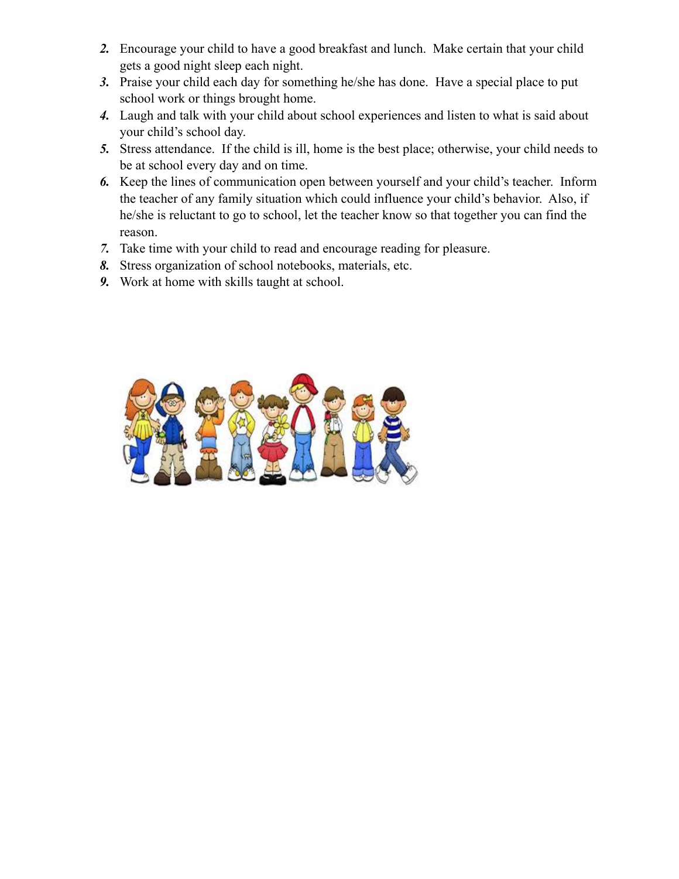2. Encourage your child to have a good breakfast and lunch. Make certain that your child gets a good night sleep each night.
3. Praise your child each day for something he/she has done. Have a special place to put school work or things brought home.
4. Laugh and talk with your child about school experiences and listen to what is said about your child's school day.
5. Stress attendance. If the child is ill, home is the best place; otherwise, your child needs to be at school every day and on time.
6. Keep the lines of communication open between yourself and your child's teacher. Inform the teacher of any family situation which could influence your child's behavior. Also, if he/she is reluctant to go to school, let the teacher know so that together you can find the reason.
7. Take time with your child to read and encourage reading for pleasure.
8. Stress organization of school notebooks, materials, etc.
9. Work at home with skills taught at school.